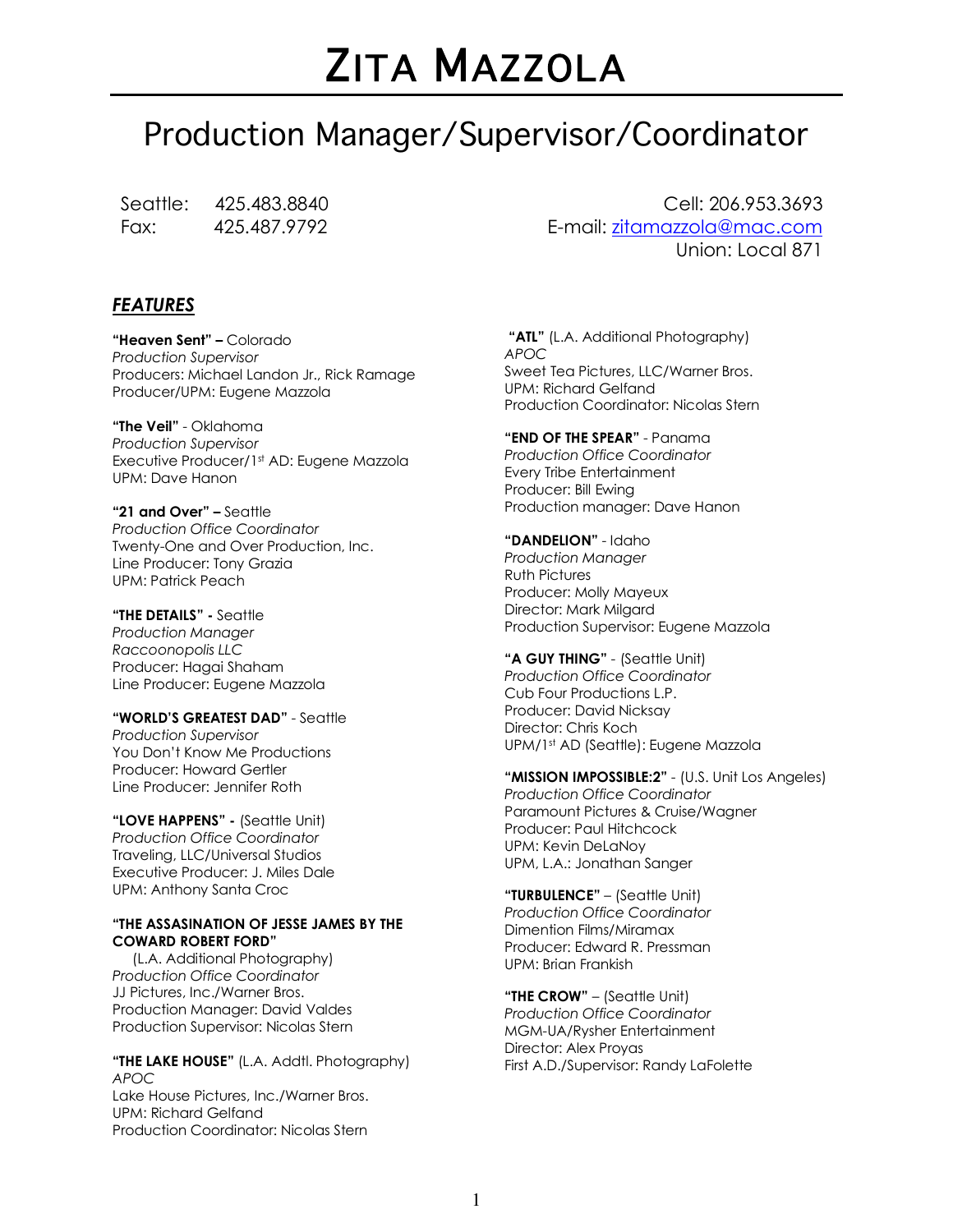# Zita Mazzola

## Production Manager/Supervisor/Coordinator

Seattle: 425.483.8840
Fax: 425.487.9792

Cell: 206.953.3693
E-mail: zitamazzola@mac.com
Union: Local 871

### ***FEATURES***

**"Heaven Sent" –** Colorado
*Production Supervisor*
Producers: Michael Landon Jr., Rick Ramage
Producer/UPM: Eugene Mazzola

**"The Veil"** - Oklahoma
*Production Supervisor*
Executive Producer/1st AD: Eugene Mazzola
UPM: Dave Hanon

**"21 and Over" –** Seattle
*Production Office Coordinator*
Twenty-One and Over Production, Inc.
Line Producer: Tony Grazia
UPM: Patrick Peach

**"THE DETAILS" -** Seattle
*Production Manager*
*Raccoonopolis LLC*
Producer: Hagai Shaham
Line Producer: Eugene Mazzola

**"WORLD'S GREATEST DAD"** - Seattle
*Production Supervisor*
You Don't Know Me Productions
Producer: Howard Gertler
Line Producer: Jennifer Roth

**"LOVE HAPPENS" -** (Seattle Unit)
*Production Office Coordinator*
Traveling, LLC/Universal Studios
Executive Producer: J. Miles Dale
UPM: Anthony Santa Croc

**"THE ASSASINATION OF JESSE JAMES BY THE COWARD ROBERT FORD"**
(L.A. Additional Photography)
*Production Office Coordinator*
JJ Pictures, Inc./Warner Bros.
Production Manager: David Valdes
Production Supervisor: Nicolas Stern

**"THE LAKE HOUSE"** (L.A. Addtl. Photography)
*APOC*
Lake House Pictures, Inc./Warner Bros.
UPM: Richard Gelfand
Production Coordinator: Nicolas Stern

**"ATL"** (L.A. Additional Photography)
*APOC*
Sweet Tea Pictures, LLC/Warner Bros.
UPM: Richard Gelfand
Production Coordinator: Nicolas Stern

**"END OF THE SPEAR"** - Panama
*Production Office Coordinator*
Every Tribe Entertainment
Producer: Bill Ewing
Production manager: Dave Hanon

**"DANDELION"** - Idaho
*Production Manager*
Ruth Pictures
Producer: Molly Mayeux
Director: Mark Milgard
Production Supervisor: Eugene Mazzola

**"A GUY THING"** - (Seattle Unit)
*Production Office Coordinator*
Cub Four Productions L.P.
Producer: David Nicksay
Director: Chris Koch
UPM/1st AD (Seattle): Eugene Mazzola

**"MISSION IMPOSSIBLE:2"** - (U.S. Unit Los Angeles)
*Production Office Coordinator*
Paramount Pictures & Cruise/Wagner
Producer: Paul Hitchcock
UPM: Kevin DeLaNoy
UPM, L.A.: Jonathan Sanger

**"TURBULENCE"** – (Seattle Unit)
*Production Office Coordinator*
Dimention Films/Miramax
Producer: Edward R. Pressman
UPM: Brian Frankish

**"THE CROW"** – (Seattle Unit)
*Production Office Coordinator*
MGM-UA/Rysher Entertainment
Director: Alex Proyas
First A.D./Supervisor: Randy LaFolette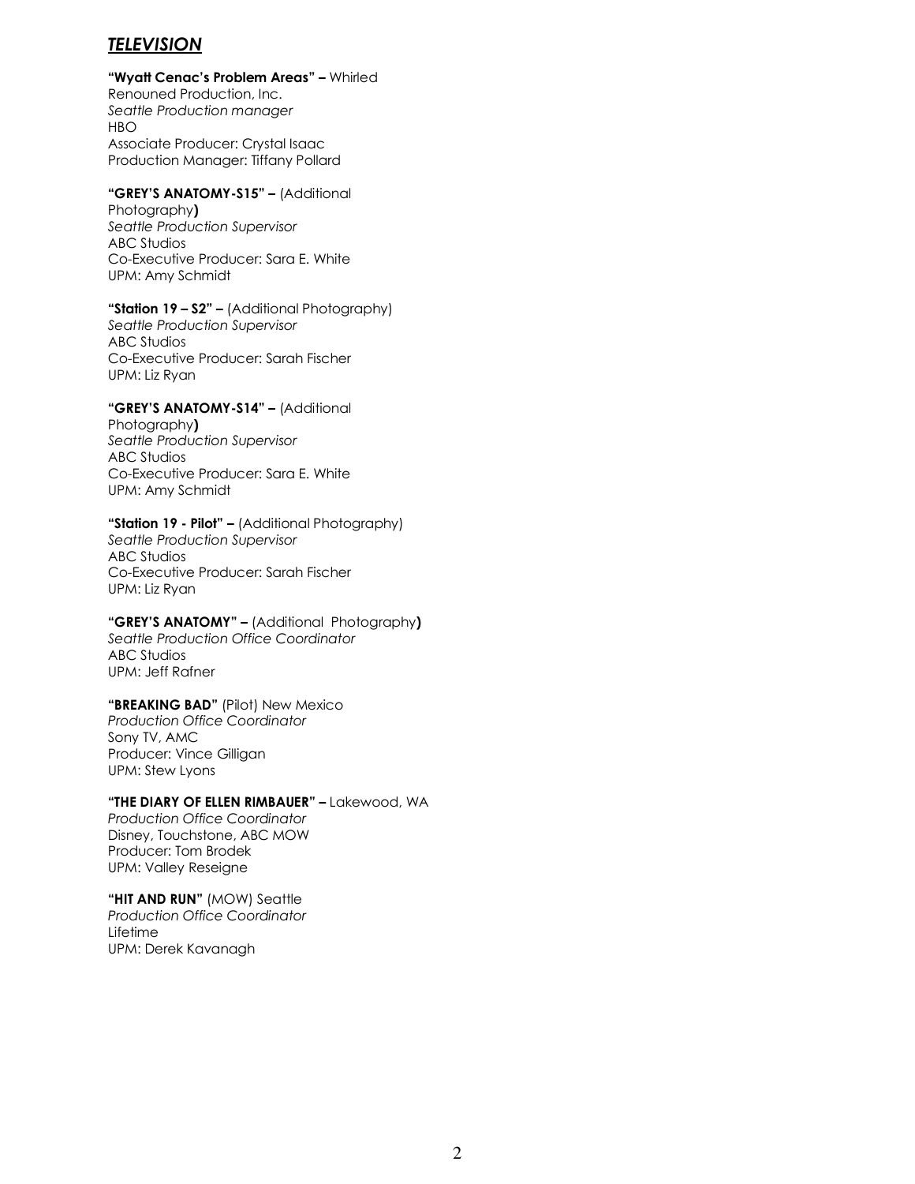## ***TELEVISION***

**"Wyatt Cenac's Problem Areas" –** Whirled Renouned Production, Inc.
*Seattle Production manager*
HBO
Associate Producer: Crystal Isaac
Production Manager: Tiffany Pollard

**"GREY'S ANATOMY-S15" –** (Additional Photography**)**
*Seattle Production Supervisor*
ABC Studios
Co-Executive Producer: Sara E. White
UPM: Amy Schmidt

**"Station 19 – S2" –** (Additional Photography)
*Seattle Production Supervisor*
ABC Studios
Co-Executive Producer: Sarah Fischer
UPM: Liz Ryan

**"GREY'S ANATOMY-S14" –** (Additional Photography**)**
*Seattle Production Supervisor*
ABC Studios
Co-Executive Producer: Sara E. White
UPM: Amy Schmidt

**"Station 19 - Pilot" –** (Additional Photography)
*Seattle Production Supervisor*
ABC Studios
Co-Executive Producer: Sarah Fischer
UPM: Liz Ryan

**"GREY'S ANATOMY" –** (Additional Photography**)**
*Seattle Production Office Coordinator*
ABC Studios
UPM: Jeff Rafner

**"BREAKING BAD"** (Pilot) New Mexico
*Production Office Coordinator*
Sony TV, AMC
Producer: Vince Gilligan
UPM: Stew Lyons

**"THE DIARY OF ELLEN RIMBAUER" –** Lakewood, WA
*Production Office Coordinator*
Disney, Touchstone, ABC MOW
Producer: Tom Brodek
UPM: Valley Reseigne

**"HIT AND RUN"** (MOW) Seattle
*Production Office Coordinator*
Lifetime
UPM: Derek Kavanagh